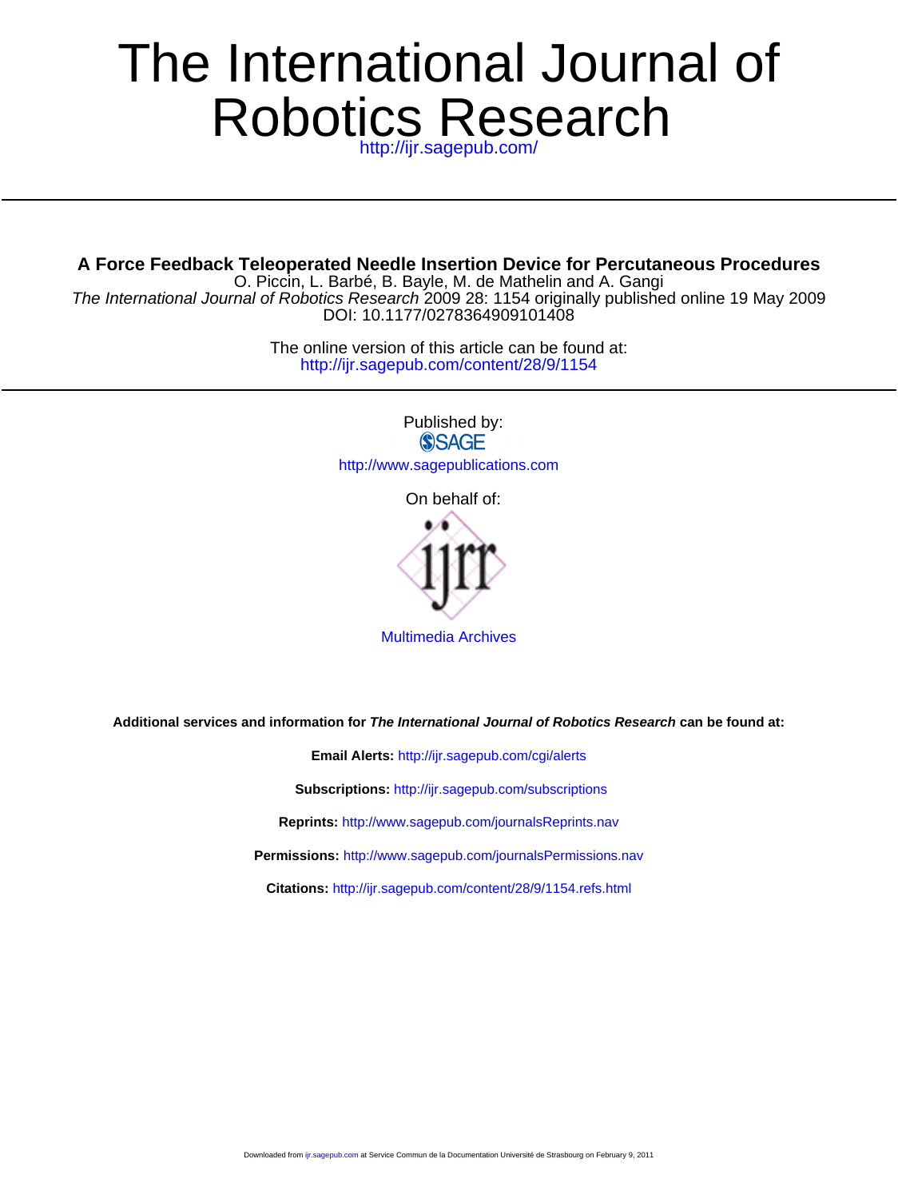# The International Journal of Robotics Research

http://ijr.sagepub.com/

## A Force Feedback Teleoperated Needle Insertion Device for Percutaneous Procedures

O. Piccin, L. Barbé, B. Bayle, M. de Mathelin and A. Gangi

*The International Journal of Robotics Research* 2009 28: 1154 originally published online 19 May 2009

DOI: 10.1177/0278364909101408

The online version of this article can be found at:
http://ijr.sagepub.com/content/28/9/1154

Published by:

SAGE

http://www.sagepublications.com

On behalf of:

ijrr

Multimedia Archives

**Additional services and information for *The International Journal of Robotics Research* can be found at:**

**Email Alerts:** http://ijr.sagepub.com/cgi/alerts

**Subscriptions:** http://ijr.sagepub.com/subscriptions

**Reprints:** http://www.sagepub.com/journalsReprints.nav

**Permissions:** http://www.sagepub.com/journalsPermissions.nav

**Citations:** http://ijr.sagepub.com/content/28/9/1154.refs.html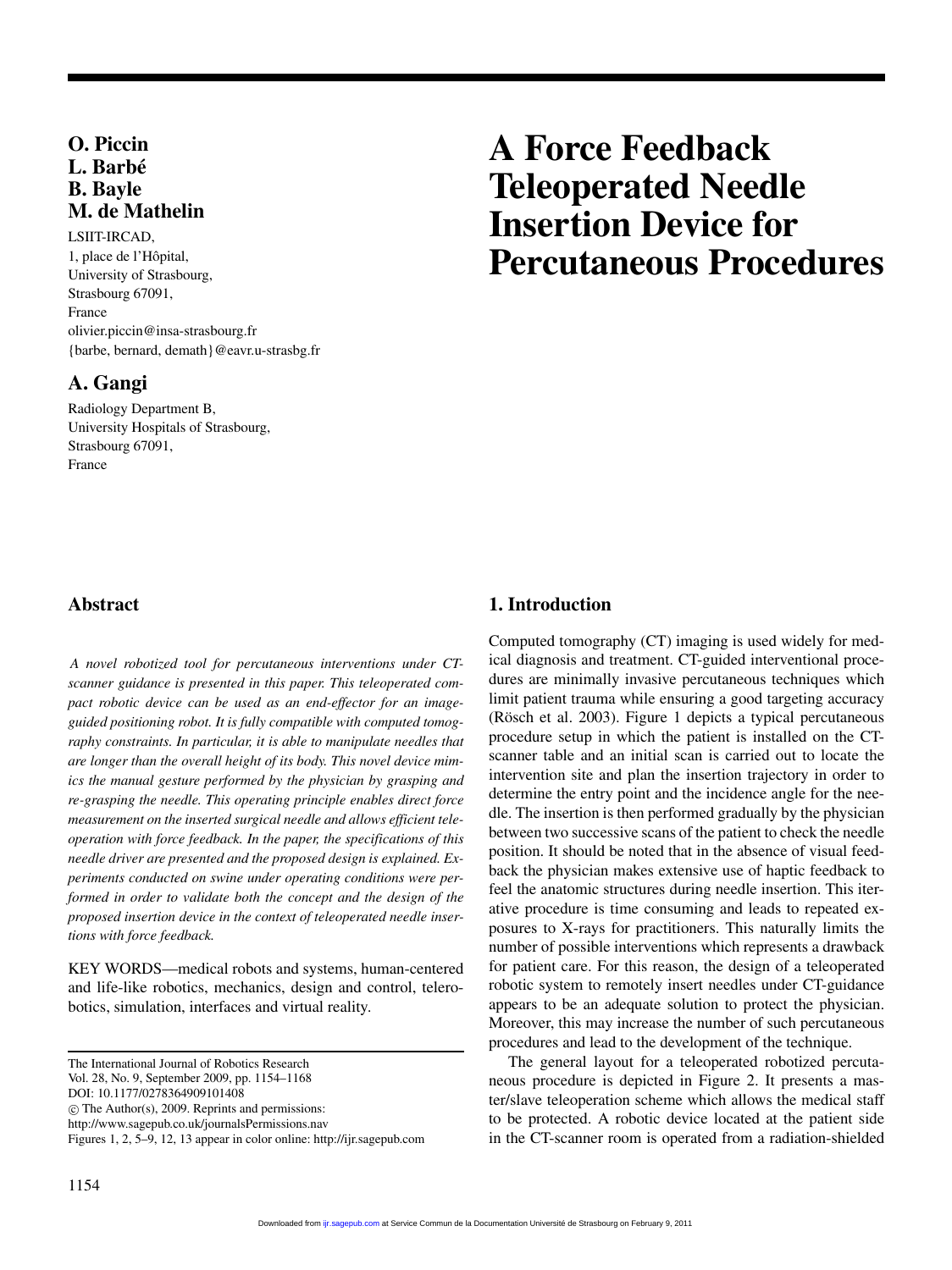# A Force Feedback Teleoperated Needle Insertion Device for Percutaneous Procedures

**O. Piccin**
**L. Barbé**
**B. Bayle**
**M. de Mathelin**

LSIIT-IRCAD,
1, place de l'Hôpital,
University of Strasbourg,
Strasbourg 67091,
France
olivier.piccin@insa-strasbourg.fr
{barbe, bernard, demath}@eavr.u-strasbg.fr

**A. Gangi**

Radiology Department B,
University Hospitals of Strasbourg,
Strasbourg 67091,
France

## Abstract

*A novel robotized tool for percutaneous interventions under CT-scanner guidance is presented in this paper. This teleoperated compact robotic device can be used as an end-effector for an image-guided positioning robot. It is fully compatible with computed tomography constraints. In particular, it is able to manipulate needles that are longer than the overall height of its body. This novel device mimics the manual gesture performed by the physician by grasping and re-grasping the needle. This operating principle enables direct force measurement on the inserted surgical needle and allows efficient teleoperation with force feedback. In the paper, the specifications of this needle driver are presented and the proposed design is explained. Experiments conducted on swine under operating conditions were performed in order to validate both the concept and the design of the proposed insertion device in the context of teleoperated needle insertions with force feedback.*

KEY WORDS—medical robots and systems, human-centered and life-like robotics, mechanics, design and control, telerobotics, simulation, interfaces and virtual reality.

The International Journal of Robotics Research
Vol. 28, No. 9, September 2009, pp. 1154–1168
DOI: 10.1177/0278364909101408
© The Author(s), 2009. Reprints and permissions:
http://www.sagepub.co.uk/journalsPermissions.nav
Figures 1, 2, 5–9, 12, 13 appear in color online: http://ijr.sagepub.com

## 1. Introduction

Computed tomography (CT) imaging is used widely for medical diagnosis and treatment. CT-guided interventional procedures are minimally invasive percutaneous techniques which limit patient trauma while ensuring a good targeting accuracy (Rösch et al. 2003). Figure 1 depicts a typical percutaneous procedure setup in which the patient is installed on the CT-scanner table and an initial scan is carried out to locate the intervention site and plan the insertion trajectory in order to determine the entry point and the incidence angle for the needle. The insertion is then performed gradually by the physician between two successive scans of the patient to check the needle position. It should be noted that in the absence of visual feedback the physician makes extensive use of haptic feedback to feel the anatomic structures during needle insertion. This iterative procedure is time consuming and leads to repeated exposures to X-rays for practitioners. This naturally limits the number of possible interventions which represents a drawback for patient care. For this reason, the design of a teleoperated robotic system to remotely insert needles under CT-guidance appears to be an adequate solution to protect the physician. Moreover, this may increase the number of such percutaneous procedures and lead to the development of the technique.

The general layout for a teleoperated robotized percutaneous procedure is depicted in Figure 2. It presents a master/slave teleoperation scheme which allows the medical staff to be protected. A robotic device located at the patient side in the CT-scanner room is operated from a radiation-shielded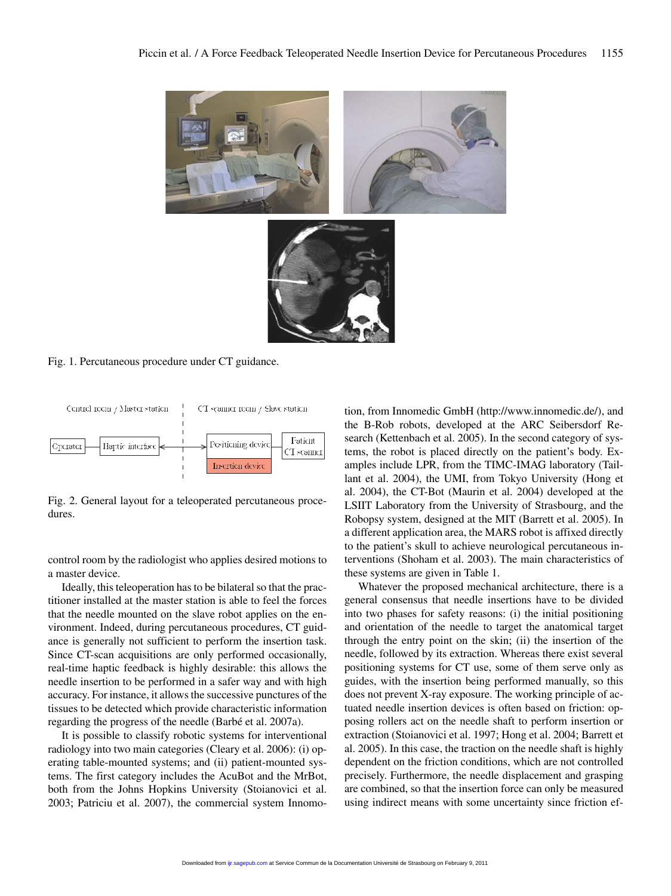Fig. 1. Percutaneous procedure under CT guidance.

Fig. 2. General layout for a teleoperated percutaneous procedures.

control room by the radiologist who applies desired motions to a master device.

Ideally, this teleoperation has to be bilateral so that the practitioner installed at the master station is able to feel the forces that the needle mounted on the slave robot applies on the environment. Indeed, during percutaneous procedures, CT guidance is generally not sufficient to perform the insertion task. Since CT-scan acquisitions are only performed occasionally, real-time haptic feedback is highly desirable: this allows the needle insertion to be performed in a safer way and with high accuracy. For instance, it allows the successive punctures of the tissues to be detected which provide characteristic information regarding the progress of the needle (Barbé et al. 2007a).

It is possible to classify robotic systems for interventional radiology into two main categories (Cleary et al. 2006): (i) operating table-mounted systems; and (ii) patient-mounted systems. The first category includes the AcuBot and the MrBot, both from the Johns Hopkins University (Stoianovici et al. 2003; Patriciu et al. 2007), the commercial system Innomotion, from Innomedic GmbH (http://www.innomedic.de/), and the B-Rob robots, developed at the ARC Seibersdorf Research (Kettenbach et al. 2005). In the second category of systems, the robot is placed directly on the patient's body. Examples include LPR, from the TIMC-IMAG laboratory (Taillant et al. 2004), the UMI, from Tokyo University (Hong et al. 2004), the CT-Bot (Maurin et al. 2004) developed at the LSIIT Laboratory from the University of Strasbourg, and the Robopsy system, designed at the MIT (Barrett et al. 2005). In a different application area, the MARS robot is affixed directly to the patient's skull to achieve neurological percutaneous interventions (Shoham et al. 2003). The main characteristics of these systems are given in Table 1.

Whatever the proposed mechanical architecture, there is a general consensus that needle insertions have to be divided into two phases for safety reasons: (i) the initial positioning and orientation of the needle to target the anatomical target through the entry point on the skin; (ii) the insertion of the needle, followed by its extraction. Whereas there exist several positioning systems for CT use, some of them serve only as guides, with the insertion being performed manually, so this does not prevent X-ray exposure. The working principle of actuated needle insertion devices is often based on friction: opposing rollers act on the needle shaft to perform insertion or extraction (Stoianovici et al. 1997; Hong et al. 2004; Barrett et al. 2005). In this case, the traction on the needle shaft is highly dependent on the friction conditions, which are not controlled precisely. Furthermore, the needle displacement and grasping are combined, so that the insertion force can only be measured using indirect means with some uncertainty since friction ef-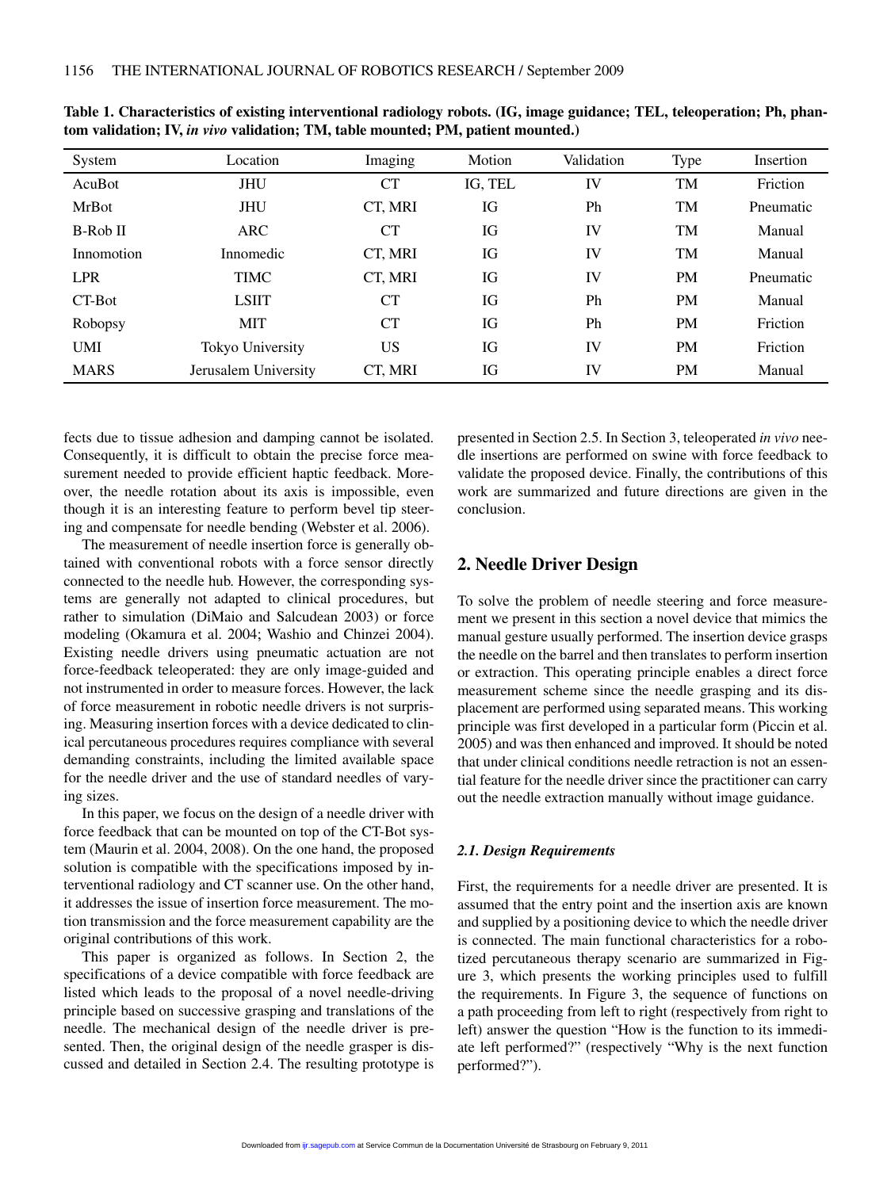**Table 1. Characteristics of existing interventional radiology robots. (IG, image guidance; TEL, teleoperation; Ph, phantom validation; IV, *in vivo* validation; TM, table mounted; PM, patient mounted.)**

| System | Location | Imaging | Motion | Validation | Type | Insertion |
|---|---|---|---|---|---|---|
| AcuBot | JHU | CT | IG, TEL | IV | TM | Friction |
| MrBot | JHU | CT, MRI | IG | Ph | TM | Pneumatic |
| B-Rob II | ARC | CT | IG | IV | TM | Manual |
| Innomotion | Innomedic | CT, MRI | IG | IV | TM | Manual |
| LPR | TIMC | CT, MRI | IG | IV | PM | Pneumatic |
| CT-Bot | LSIIT | CT | IG | Ph | PM | Manual |
| Robopsy | MIT | CT | IG | Ph | PM | Friction |
| UMI | Tokyo University | US | IG | IV | PM | Friction |
| MARS | Jerusalem University | CT, MRI | IG | IV | PM | Manual |

fects due to tissue adhesion and damping cannot be isolated. Consequently, it is difficult to obtain the precise force measurement needed to provide efficient haptic feedback. Moreover, the needle rotation about its axis is impossible, even though it is an interesting feature to perform bevel tip steering and compensate for needle bending (Webster et al. 2006).

The measurement of needle insertion force is generally obtained with conventional robots with a force sensor directly connected to the needle hub. However, the corresponding systems are generally not adapted to clinical procedures, but rather to simulation (DiMaio and Salcudean 2003) or force modeling (Okamura et al. 2004; Washio and Chinzei 2004). Existing needle drivers using pneumatic actuation are not force-feedback teleoperated: they are only image-guided and not instrumented in order to measure forces. However, the lack of force measurement in robotic needle drivers is not surprising. Measuring insertion forces with a device dedicated to clinical percutaneous procedures requires compliance with several demanding constraints, including the limited available space for the needle driver and the use of standard needles of varying sizes.

In this paper, we focus on the design of a needle driver with force feedback that can be mounted on top of the CT-Bot system (Maurin et al. 2004, 2008). On the one hand, the proposed solution is compatible with the specifications imposed by interventional radiology and CT scanner use. On the other hand, it addresses the issue of insertion force measurement. The motion transmission and the force measurement capability are the original contributions of this work.

This paper is organized as follows. In Section 2, the specifications of a device compatible with force feedback are listed which leads to the proposal of a novel needle-driving principle based on successive grasping and translations of the needle. The mechanical design of the needle driver is presented. Then, the original design of the needle grasper is discussed and detailed in Section 2.4. The resulting prototype is presented in Section 2.5. In Section 3, teleoperated *in vivo* needle insertions are performed on swine with force feedback to validate the proposed device. Finally, the contributions of this work are summarized and future directions are given in the conclusion.

## 2. Needle Driver Design

To solve the problem of needle steering and force measurement we present in this section a novel device that mimics the manual gesture usually performed. The insertion device grasps the needle on the barrel and then translates to perform insertion or extraction. This operating principle enables a direct force measurement scheme since the needle grasping and its displacement are performed using separated means. This working principle was first developed in a particular form (Piccin et al. 2005) and was then enhanced and improved. It should be noted that under clinical conditions needle retraction is not an essential feature for the needle driver since the practitioner can carry out the needle extraction manually without image guidance.

### *2.1. Design Requirements*

First, the requirements for a needle driver are presented. It is assumed that the entry point and the insertion axis are known and supplied by a positioning device to which the needle driver is connected. The main functional characteristics for a robotized percutaneous therapy scenario are summarized in Figure 3, which presents the working principles used to fulfill the requirements. In Figure 3, the sequence of functions on a path proceeding from left to right (respectively from right to left) answer the question "How is the function to its immediate left performed?" (respectively "Why is the next function performed?").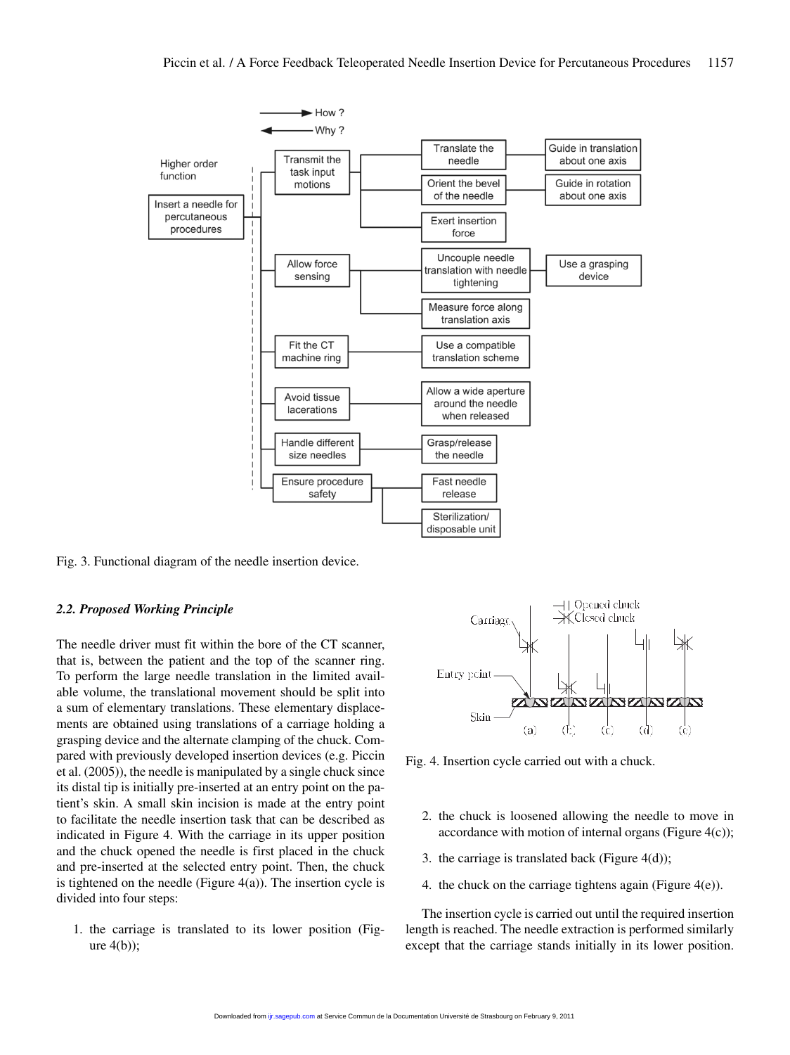Fig. 3. Functional diagram of the needle insertion device.

### *2.2. Proposed Working Principle*

The needle driver must fit within the bore of the CT scanner, that is, between the patient and the top of the scanner ring. To perform the large needle translation in the limited available volume, the translational movement should be split into a sum of elementary translations. These elementary displacements are obtained using translations of a carriage holding a grasping device and the alternate clamping of the chuck. Compared with previously developed insertion devices (e.g. Piccin et al. (2005)), the needle is manipulated by a single chuck since its distal tip is initially pre-inserted at an entry point on the patient's skin. A small skin incision is made at the entry point to facilitate the needle insertion task that can be described as indicated in Figure 4. With the carriage in its upper position and the chuck opened the needle is first placed in the chuck and pre-inserted at the selected entry point. Then, the chuck is tightened on the needle (Figure 4(a)). The insertion cycle is divided into four steps:

1. the carriage is translated to its lower position (Figure 4(b));
2. the chuck is loosened allowing the needle to move in accordance with motion of internal organs (Figure 4(c));
3. the carriage is translated back (Figure 4(d));
4. the chuck on the carriage tightens again (Figure 4(e)).

Fig. 4. Insertion cycle carried out with a chuck.

The insertion cycle is carried out until the required insertion length is reached. The needle extraction is performed similarly except that the carriage stands initially in its lower position.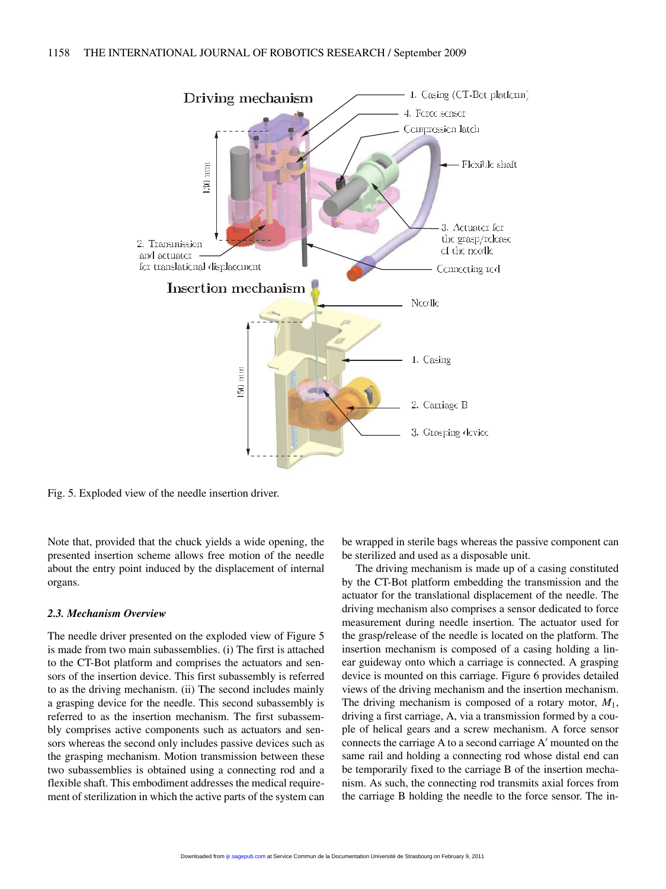Fig. 5. Exploded view of the needle insertion driver.

Note that, provided that the chuck yields a wide opening, the presented insertion scheme allows free motion of the needle about the entry point induced by the displacement of internal organs.

### *2.3. Mechanism Overview*

The needle driver presented on the exploded view of Figure 5 is made from two main subassemblies. (i) The first is attached to the CT-Bot platform and comprises the actuators and sensors of the insertion device. This first subassembly is referred to as the driving mechanism. (ii) The second includes mainly a grasping device for the needle. This second subassembly is referred to as the insertion mechanism. The first subassembly comprises active components such as actuators and sensors whereas the second only includes passive devices such as the grasping mechanism. Motion transmission between these two subassemblies is obtained using a connecting rod and a flexible shaft. This embodiment addresses the medical requirement of sterilization in which the active parts of the system can be wrapped in sterile bags whereas the passive component can be sterilized and used as a disposable unit.

The driving mechanism is made up of a casing constituted by the CT-Bot platform embedding the transmission and the actuator for the translational displacement of the needle. The driving mechanism also comprises a sensor dedicated to force measurement during needle insertion. The actuator used for the grasp/release of the needle is located on the platform. The insertion mechanism is composed of a casing holding a linear guideway onto which a carriage is connected. A grasping device is mounted on this carriage. Figure 6 provides detailed views of the driving mechanism and the insertion mechanism. The driving mechanism is composed of a rotary motor, $M_1$, driving a first carriage, A, via a transmission formed by a couple of helical gears and a screw mechanism. A force sensor connects the carriage A to a second carriage A′ mounted on the same rail and holding a connecting rod whose distal end can be temporarily fixed to the carriage B of the insertion mechanism. As such, the connecting rod transmits axial forces from the carriage B holding the needle to the force sensor. The in-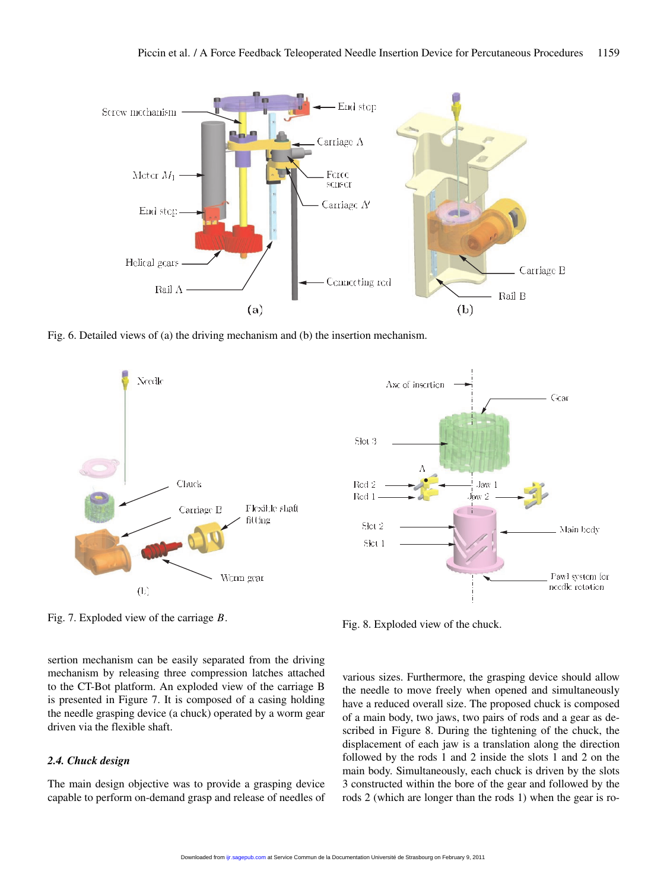Fig. 6. Detailed views of (a) the driving mechanism and (b) the insertion mechanism.

Fig. 7. Exploded view of the carriage $B$.

Fig. 8. Exploded view of the chuck.

sertion mechanism can be easily separated from the driving mechanism by releasing three compression latches attached to the CT-Bot platform. An exploded view of the carriage B is presented in Figure 7. It is composed of a casing holding the needle grasping device (a chuck) operated by a worm gear driven via the flexible shaft.

### 2.4. Chuck design

The main design objective was to provide a grasping device capable to perform on-demand grasp and release of needles of various sizes. Furthermore, the grasping device should allow the needle to move freely when opened and simultaneously have a reduced overall size. The proposed chuck is composed of a main body, two jaws, two pairs of rods and a gear as described in Figure 8. During the tightening of the chuck, the displacement of each jaw is a translation along the direction followed by the rods 1 and 2 inside the slots 1 and 2 on the main body. Simultaneously, each chuck is driven by the slots 3 constructed within the bore of the gear and followed by the rods 2 (which are longer than the rods 1) when the gear is ro-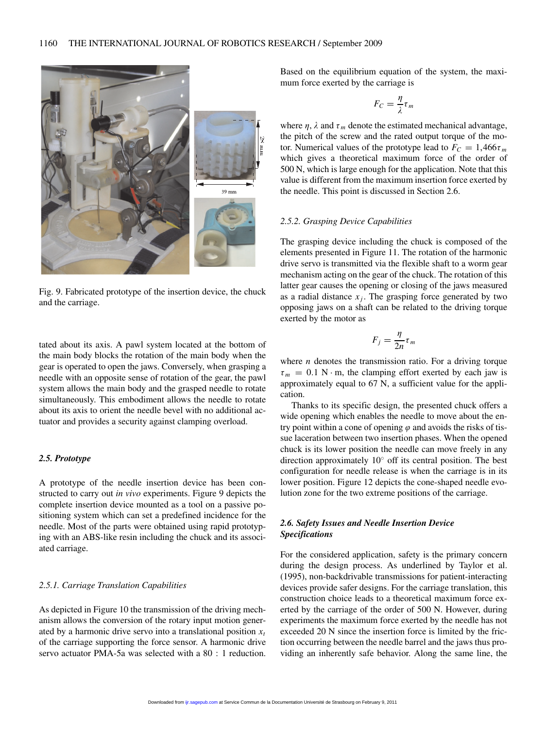Fig. 9. Fabricated prototype of the insertion device, the chuck and the carriage.

tated about its axis. A pawl system located at the bottom of the main body blocks the rotation of the main body when the gear is operated to open the jaws. Conversely, when grasping a needle with an opposite sense of rotation of the gear, the pawl system allows the main body and the grasped needle to rotate simultaneously. This embodiment allows the needle to rotate about its axis to orient the needle bevel with no additional actuator and provides a security against clamping overload.

### 2.5. Prototype

A prototype of the needle insertion device has been constructed to carry out *in vivo* experiments. Figure 9 depicts the complete insertion device mounted as a tool on a passive positioning system which can set a predefined incidence for the needle. Most of the parts were obtained using rapid prototyping with an ABS-like resin including the chuck and its associated carriage.

#### 2.5.1. Carriage Translation Capabilities

As depicted in Figure 10 the transmission of the driving mechanism allows the conversion of the rotary input motion generated by a harmonic drive servo into a translational position $x_t$ of the carriage supporting the force sensor. A harmonic drive servo actuator PMA-5a was selected with a 80 : 1 reduction. Based on the equilibrium equation of the system, the maximum force exerted by the carriage is

$$F_C = \frac{\eta}{\lambda}\tau_m$$

where $\eta$, $\lambda$ and $\tau_m$ denote the estimated mechanical advantage, the pitch of the screw and the rated output torque of the motor. Numerical values of the prototype lead to $F_C = 1{,}466\tau_m$ which gives a theoretical maximum force of the order of 500 N, which is large enough for the application. Note that this value is different from the maximum insertion force exerted by the needle. This point is discussed in Section 2.6.

#### 2.5.2. Grasping Device Capabilities

The grasping device including the chuck is composed of the elements presented in Figure 11. The rotation of the harmonic drive servo is transmitted via the flexible shaft to a worm gear mechanism acting on the gear of the chuck. The rotation of this latter gear causes the opening or closing of the jaws measured as a radial distance $x_j$. The grasping force generated by two opposing jaws on a shaft can be related to the driving torque exerted by the motor as

$$F_j = \frac{\eta}{2n}\tau_m$$

where $n$ denotes the transmission ratio. For a driving torque $\tau_m = 0.1$ N · m, the clamping effort exerted by each jaw is approximately equal to 67 N, a sufficient value for the application.

Thanks to its specific design, the presented chuck offers a wide opening which enables the needle to move about the entry point within a cone of opening $\varphi$ and avoids the risks of tissue laceration between two insertion phases. When the opened chuck is its lower position the needle can move freely in any direction approximately 10° off its central position. The best configuration for needle release is when the carriage is in its lower position. Figure 12 depicts the cone-shaped needle evolution zone for the two extreme positions of the carriage.

### 2.6. Safety Issues and Needle Insertion Device Specifications

For the considered application, safety is the primary concern during the design process. As underlined by Taylor et al. (1995), non-backdrivable transmissions for patient-interacting devices provide safer designs. For the carriage translation, this construction choice leads to a theoretical maximum force exerted by the carriage of the order of 500 N. However, during experiments the maximum force exerted by the needle has not exceeded 20 N since the insertion force is limited by the friction occurring between the needle barrel and the jaws thus providing an inherently safe behavior. Along the same line, the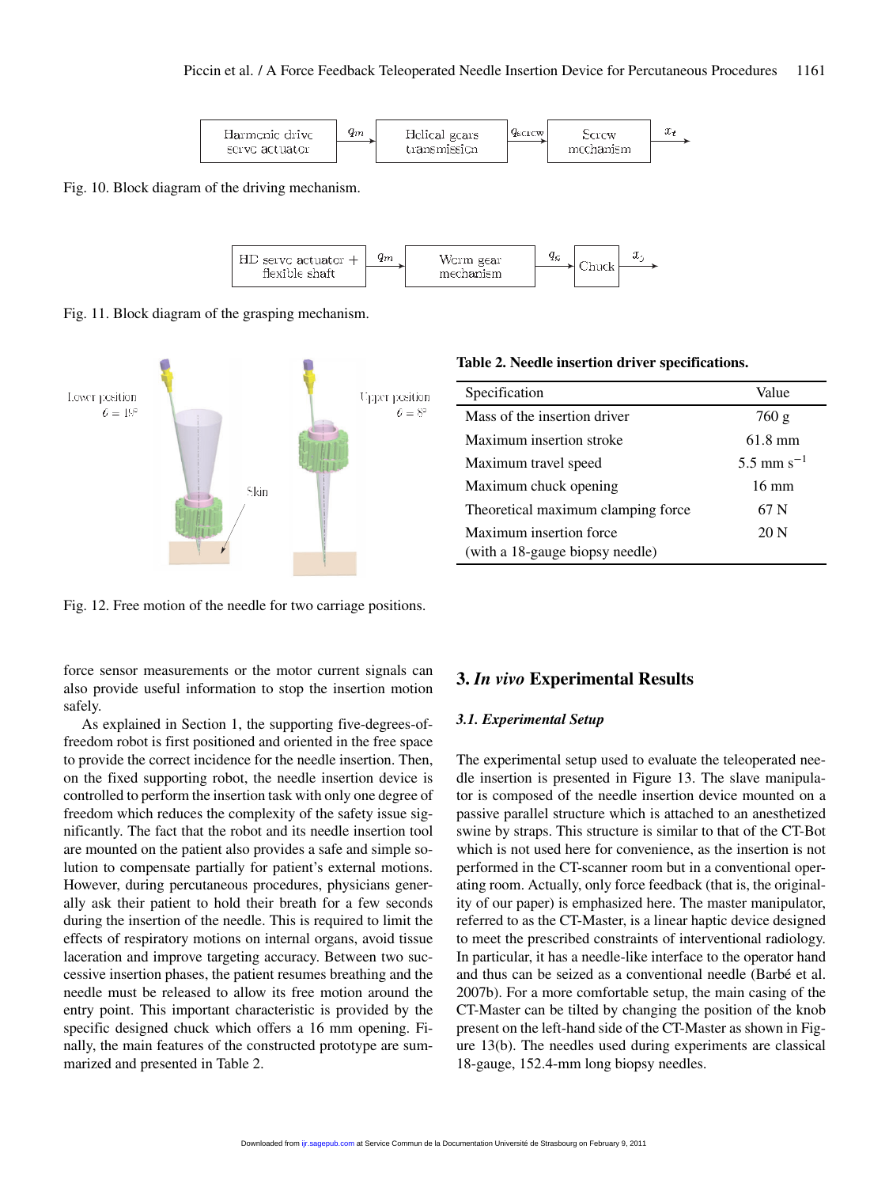Harmonic drive servo actuator

$q_m$

Helical gears transmission

$q_{screw}$

Screw mechanism

$x_t$

Fig. 10. Block diagram of the driving mechanism.

HD servo actuator + flexible shaft

$q_m$

Worm gear mechanism

$q_g$

Chuck

$x_g$

Fig. 11. Block diagram of the grasping mechanism.

Lower position

$\theta = 19°$

Upper position

$\theta = 8°$

Skin

Fig. 12. Free motion of the needle for two carriage positions.

**Table 2. Needle insertion driver specifications.**

| Specification | Value |
|---|---|
| Mass of the insertion driver | 760 g |
| Maximum insertion stroke | 61.8 mm |
| Maximum travel speed | 5.5 mm s$^{-1}$ |
| Maximum chuck opening | 16 mm |
| Theoretical maximum clamping force | 67 N |
| Maximum insertion force (with a 18-gauge biopsy needle) | 20 N |

force sensor measurements or the motor current signals can also provide useful information to stop the insertion motion safely.

As explained in Section 1, the supporting five-degrees-of-freedom robot is first positioned and oriented in the free space to provide the correct incidence for the needle insertion. Then, on the fixed supporting robot, the needle insertion device is controlled to perform the insertion task with only one degree of freedom which reduces the complexity of the safety issue significantly. The fact that the robot and its needle insertion tool are mounted on the patient also provides a safe and simple solution to compensate partially for patient's external motions. However, during percutaneous procedures, physicians generally ask their patient to hold their breath for a few seconds during the insertion of the needle. This is required to limit the effects of respiratory motions on internal organs, avoid tissue laceration and improve targeting accuracy. Between two successive insertion phases, the patient resumes breathing and the needle must be released to allow its free motion around the entry point. This important characteristic is provided by the specific designed chuck which offers a 16 mm opening. Finally, the main features of the constructed prototype are summarized and presented in Table 2.

## 3. *In vivo* Experimental Results

### 3.1. Experimental Setup

The experimental setup used to evaluate the teleoperated needle insertion is presented in Figure 13. The slave manipulator is composed of the needle insertion device mounted on a passive parallel structure which is attached to an anesthetized swine by straps. This structure is similar to that of the CT-Bot which is not used here for convenience, as the insertion is not performed in the CT-scanner room but in a conventional operating room. Actually, only force feedback (that is, the originality of our paper) is emphasized here. The master manipulator, referred to as the CT-Master, is a linear haptic device designed to meet the prescribed constraints of interventional radiology. In particular, it has a needle-like interface to the operator hand and thus can be seized as a conventional needle (Barbé et al. 2007b). For a more comfortable setup, the main casing of the CT-Master can be tilted by changing the position of the knob present on the left-hand side of the CT-Master as shown in Figure 13(b). The needles used during experiments are classical 18-gauge, 152.4-mm long biopsy needles.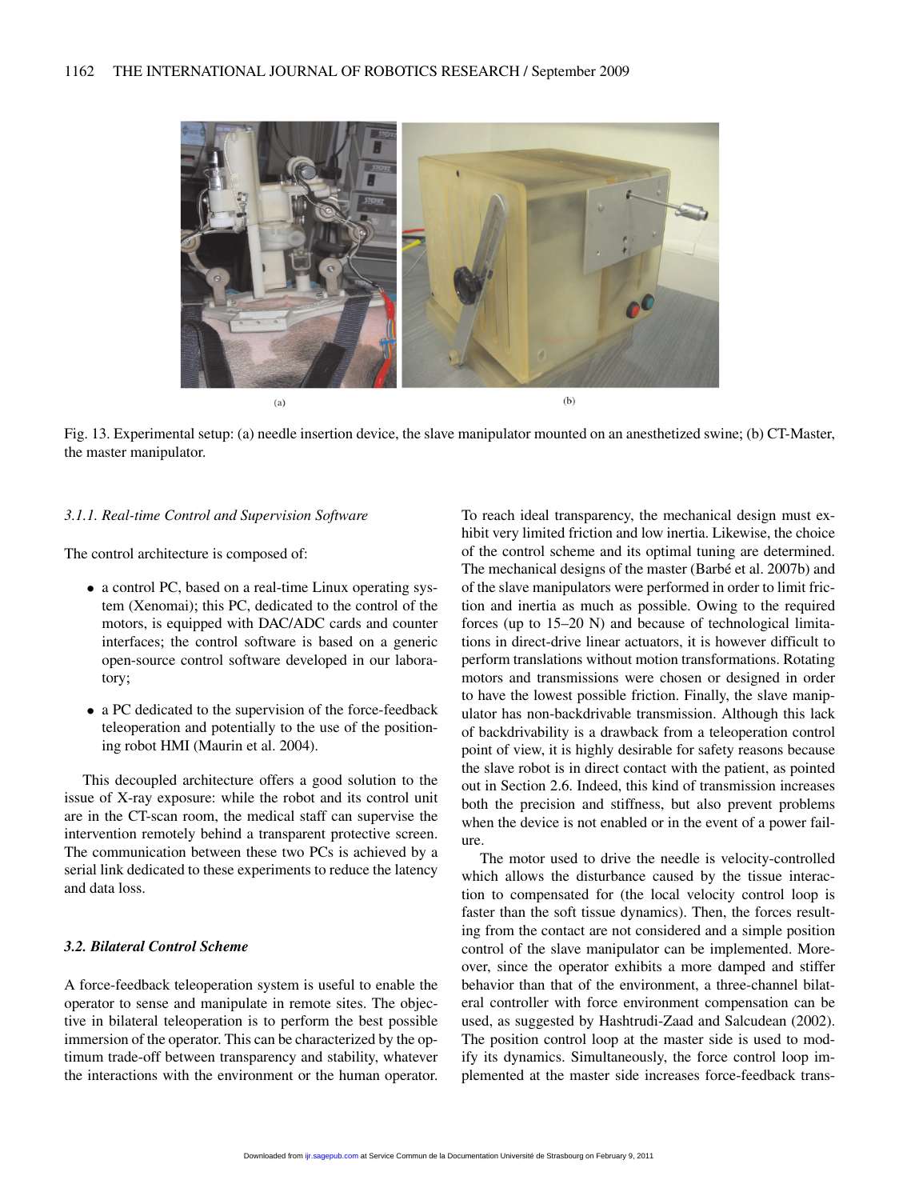(a)

(b)

Fig. 13. Experimental setup: (a) needle insertion device, the slave manipulator mounted on an anesthetized swine; (b) CT-Master, the master manipulator.

#### *3.1.1. Real-time Control and Supervision Software*

The control architecture is composed of:

- a control PC, based on a real-time Linux operating system (Xenomai); this PC, dedicated to the control of the motors, is equipped with DAC/ADC cards and counter interfaces; the control software is based on a generic open-source control software developed in our laboratory;
- a PC dedicated to the supervision of the force-feedback teleoperation and potentially to the use of the positioning robot HMI (Maurin et al. 2004).

This decoupled architecture offers a good solution to the issue of X-ray exposure: while the robot and its control unit are in the CT-scan room, the medical staff can supervise the intervention remotely behind a transparent protective screen. The communication between these two PCs is achieved by a serial link dedicated to these experiments to reduce the latency and data loss.

### *3.2. Bilateral Control Scheme*

A force-feedback teleoperation system is useful to enable the operator to sense and manipulate in remote sites. The objective in bilateral teleoperation is to perform the best possible immersion of the operator. This can be characterized by the optimum trade-off between transparency and stability, whatever the interactions with the environment or the human operator. To reach ideal transparency, the mechanical design must exhibit very limited friction and low inertia. Likewise, the choice of the control scheme and its optimal tuning are determined. The mechanical designs of the master (Barbé et al. 2007b) and of the slave manipulators were performed in order to limit friction and inertia as much as possible. Owing to the required forces (up to 15–20 N) and because of technological limitations in direct-drive linear actuators, it is however difficult to perform translations without motion transformations. Rotating motors and transmissions were chosen or designed in order to have the lowest possible friction. Finally, the slave manipulator has non-backdrivable transmission. Although this lack of backdrivability is a drawback from a teleoperation control point of view, it is highly desirable for safety reasons because the slave robot is in direct contact with the patient, as pointed out in Section 2.6. Indeed, this kind of transmission increases both the precision and stiffness, but also prevent problems when the device is not enabled or in the event of a power failure.

The motor used to drive the needle is velocity-controlled which allows the disturbance caused by the tissue interaction to compensated for (the local velocity control loop is faster than the soft tissue dynamics). Then, the forces resulting from the contact are not considered and a simple position control of the slave manipulator can be implemented. Moreover, since the operator exhibits a more damped and stiffer behavior than that of the environment, a three-channel bilateral controller with force environment compensation can be used, as suggested by Hashtrudi-Zaad and Salcudean (2002). The position control loop at the master side is used to modify its dynamics. Simultaneously, the force control loop implemented at the master side increases force-feedback trans-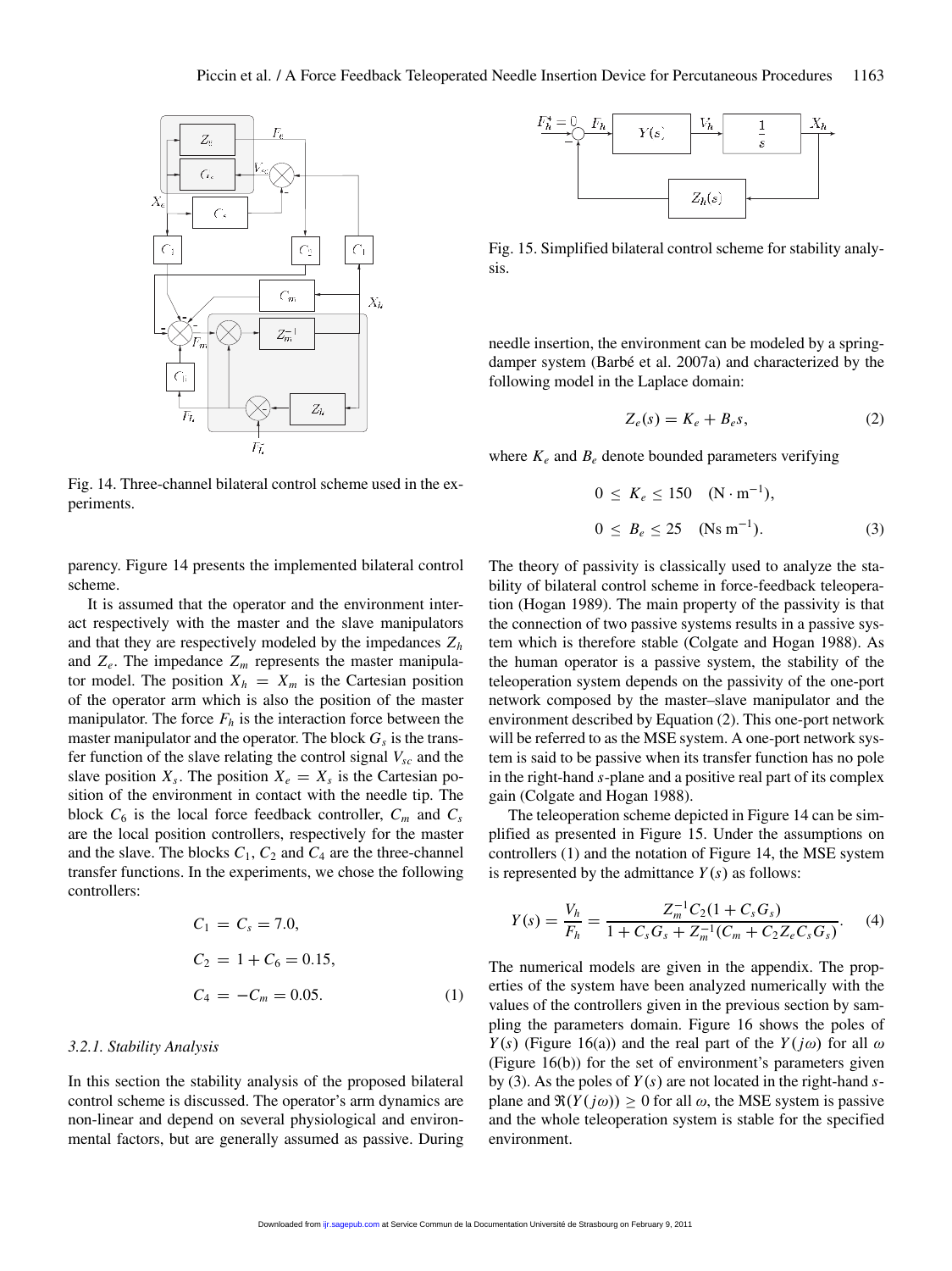Fig. 14. Three-channel bilateral control scheme used in the experiments.

parency. Figure 14 presents the implemented bilateral control scheme.

It is assumed that the operator and the environment interact respectively with the master and the slave manipulators and that they are respectively modeled by the impedances $Z_h$ and $Z_e$. The impedance $Z_m$ represents the master manipulator model. The position $X_h = X_m$ is the Cartesian position of the operator arm which is also the position of the master manipulator. The force $F_h$ is the interaction force between the master manipulator and the operator. The block $G_s$ is the transfer function of the slave relating the control signal $V_{sc}$ and the slave position $X_s$. The position $X_e = X_s$ is the Cartesian position of the environment in contact with the needle tip. The block $C_6$ is the local force feedback controller, $C_m$ and $C_s$ are the local position controllers, respectively for the master and the slave. The blocks $C_1$, $C_2$ and $C_4$ are the three-channel transfer functions. In the experiments, we chose the following controllers:

$$
\begin{aligned}
C_1 &= C_s = 7.0, \\
C_2 &= 1 + C_6 = 0.15, \\
C_4 &= -C_m = 0.05.
\end{aligned}
\tag{1}
$$

### 3.2.1. Stability Analysis

In this section the stability analysis of the proposed bilateral control scheme is discussed. The operator's arm dynamics are non-linear and depend on several physiological and environmental factors, but are generally assumed as passive. During needle insertion, the environment can be modeled by a spring-damper system (Barbé et al. 2007a) and characterized by the following model in the Laplace domain:

$$
Z_e(s) = K_e + B_e s,
\tag{2}
$$

where $K_e$ and $B_e$ denote bounded parameters verifying

$$
\begin{aligned}
0 &\leq K_e \leq 150 \quad (\mathrm{N \cdot m^{-1}}), \\
0 &\leq B_e \leq 25 \quad (\mathrm{Ns\, m^{-1}}).
\end{aligned}
\tag{3}
$$

Fig. 15. Simplified bilateral control scheme for stability analysis.

The theory of passivity is classically used to analyze the stability of bilateral control scheme in force-feedback teleoperation (Hogan 1989). The main property of the passivity is that the connection of two passive systems results in a passive system which is therefore stable (Colgate and Hogan 1988). As the human operator is a passive system, the stability of the teleoperation system depends on the passivity of the one-port network composed by the master–slave manipulator and the environment described by Equation (2). This one-port network will be referred to as the MSE system. A one-port network system is said to be passive when its transfer function has no pole in the right-hand $s$-plane and a positive real part of its complex gain (Colgate and Hogan 1988).

The teleoperation scheme depicted in Figure 14 can be simplified as presented in Figure 15. Under the assumptions on controllers (1) and the notation of Figure 14, the MSE system is represented by the admittance $Y(s)$ as follows:

$$
Y(s) = \frac{V_h}{F_h} = \frac{Z_m^{-1} C_2 (1 + C_s G_s)}{1 + C_s G_s + Z_m^{-1}(C_m + C_2 Z_e C_s G_s)}.
\tag{4}
$$

The numerical models are given in the appendix. The properties of the system have been analyzed numerically with the values of the controllers given in the previous section by sampling the parameters domain. Figure 16 shows the poles of $Y(s)$ (Figure 16(a)) and the real part of the $Y(j\omega)$ for all $\omega$ (Figure 16(b)) for the set of environment's parameters given by (3). As the poles of $Y(s)$ are not located in the right-hand $s$-plane and $\Re(Y(j\omega)) \geq 0$ for all $\omega$, the MSE system is passive and the whole teleoperation system is stable for the specified environment.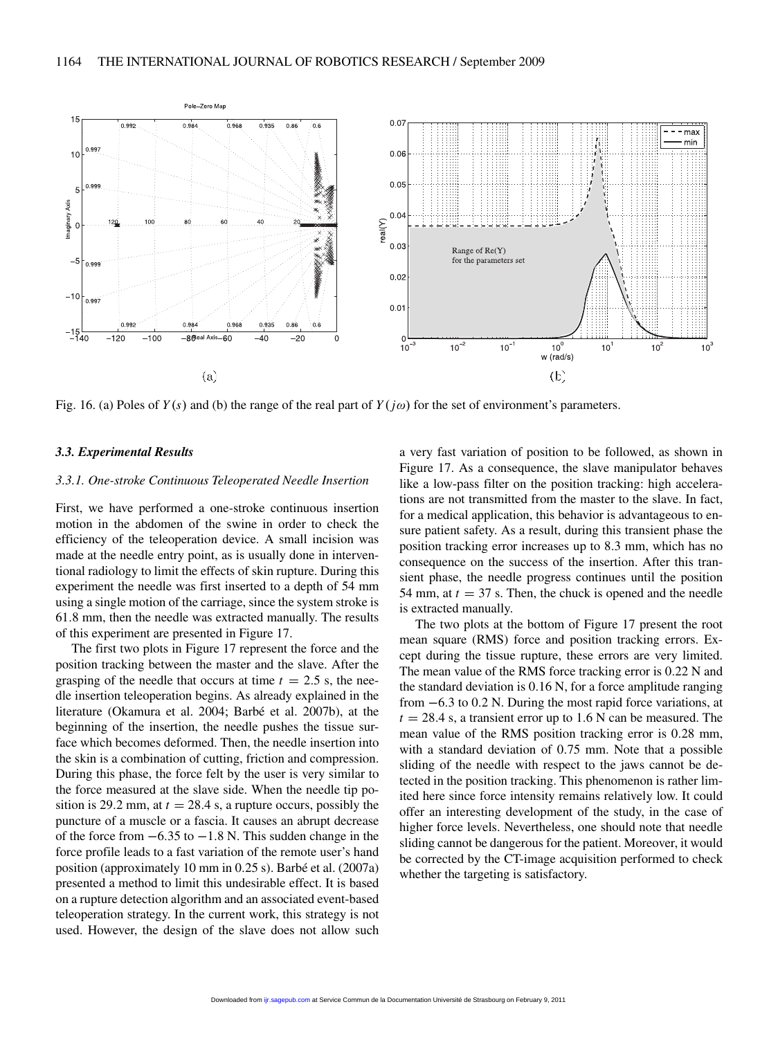Fig. 16. (a) Poles of $Y(s)$ and (b) the range of the real part of $Y(j\omega)$ for the set of environment's parameters.

### *3.3. Experimental Results*

#### *3.3.1. One-stroke Continuous Teleoperated Needle Insertion*

First, we have performed a one-stroke continuous insertion motion in the abdomen of the swine in order to check the efficiency of the teleoperation device. A small incision was made at the needle entry point, as is usually done in interventional radiology to limit the effects of skin rupture. During this experiment the needle was first inserted to a depth of 54 mm using a single motion of the carriage, since the system stroke is 61.8 mm, then the needle was extracted manually. The results of this experiment are presented in Figure 17.

The first two plots in Figure 17 represent the force and the position tracking between the master and the slave. After the grasping of the needle that occurs at time $t = 2.5$ s, the needle insertion teleoperation begins. As already explained in the literature (Okamura et al. 2004; Barbé et al. 2007b), at the beginning of the insertion, the needle pushes the tissue surface which becomes deformed. Then, the needle insertion into the skin is a combination of cutting, friction and compression. During this phase, the force felt by the user is very similar to the force measured at the slave side. When the needle tip position is 29.2 mm, at $t = 28.4$ s, a rupture occurs, possibly the puncture of a muscle or a fascia. It causes an abrupt decrease of the force from $-6.35$ to $-1.8$ N. This sudden change in the force profile leads to a fast variation of the remote user's hand position (approximately 10 mm in 0.25 s). Barbé et al. (2007a) presented a method to limit this undesirable effect. It is based on a rupture detection algorithm and an associated event-based teleoperation strategy. In the current work, this strategy is not used. However, the design of the slave does not allow such a very fast variation of position to be followed, as shown in Figure 17. As a consequence, the slave manipulator behaves like a low-pass filter on the position tracking: high accelerations are not transmitted from the master to the slave. In fact, for a medical application, this behavior is advantageous to ensure patient safety. As a result, during this transient phase the position tracking error increases up to 8.3 mm, which has no consequence on the success of the insertion. After this transient phase, the needle progress continues until the position 54 mm, at $t = 37$ s. Then, the chuck is opened and the needle is extracted manually.

The two plots at the bottom of Figure 17 present the root mean square (RMS) force and position tracking errors. Except during the tissue rupture, these errors are very limited. The mean value of the RMS force tracking error is 0.22 N and the standard deviation is 0.16 N, for a force amplitude ranging from $-6.3$ to 0.2 N. During the most rapid force variations, at $t = 28.4$ s, a transient error up to 1.6 N can be measured. The mean value of the RMS position tracking error is 0.28 mm, with a standard deviation of 0.75 mm. Note that a possible sliding of the needle with respect to the jaws cannot be detected in the position tracking. This phenomenon is rather limited here since force intensity remains relatively low. It could offer an interesting development of the study, in the case of higher force levels. Nevertheless, one should note that needle sliding cannot be dangerous for the patient. Moreover, it would be corrected by the CT-image acquisition performed to check whether the targeting is satisfactory.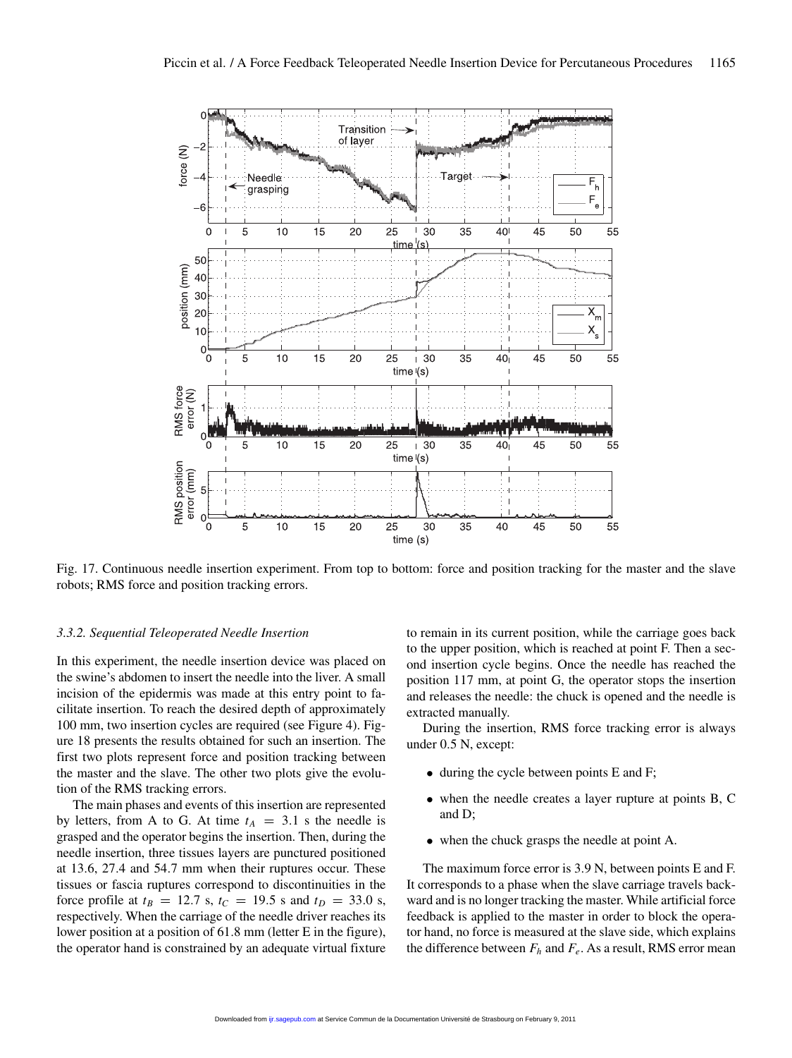Fig. 17. Continuous needle insertion experiment. From top to bottom: force and position tracking for the master and the slave robots; RMS force and position tracking errors.

### 3.3.2. Sequential Teleoperated Needle Insertion

In this experiment, the needle insertion device was placed on the swine's abdomen to insert the needle into the liver. A small incision of the epidermis was made at this entry point to facilitate insertion. To reach the desired depth of approximately 100 mm, two insertion cycles are required (see Figure 4). Figure 18 presents the results obtained for such an insertion. The first two plots represent force and position tracking between the master and the slave. The other two plots give the evolution of the RMS tracking errors.

The main phases and events of this insertion are represented by letters, from A to G. At time $t_A = 3.1$ s the needle is grasped and the operator begins the insertion. Then, during the needle insertion, three tissues layers are punctured positioned at 13.6, 27.4 and 54.7 mm when their ruptures occur. These tissues or fascia ruptures correspond to discontinuities in the force profile at $t_B = 12.7$ s, $t_C = 19.5$ s and $t_D = 33.0$ s, respectively. When the carriage of the needle driver reaches its lower position at a position of 61.8 mm (letter E in the figure), the operator hand is constrained by an adequate virtual fixture to remain in its current position, while the carriage goes back to the upper position, which is reached at point F. Then a second insertion cycle begins. Once the needle has reached the position 117 mm, at point G, the operator stops the insertion and releases the needle: the chuck is opened and the needle is extracted manually.

During the insertion, RMS force tracking error is always under 0.5 N, except:

- during the cycle between points E and F;
- when the needle creates a layer rupture at points B, C and D;
- when the chuck grasps the needle at point A.

The maximum force error is 3.9 N, between points E and F. It corresponds to a phase when the slave carriage travels backward and is no longer tracking the master. While artificial force feedback is applied to the master in order to block the operator hand, no force is measured at the slave side, which explains the difference between $F_h$ and $F_e$. As a result, RMS error mean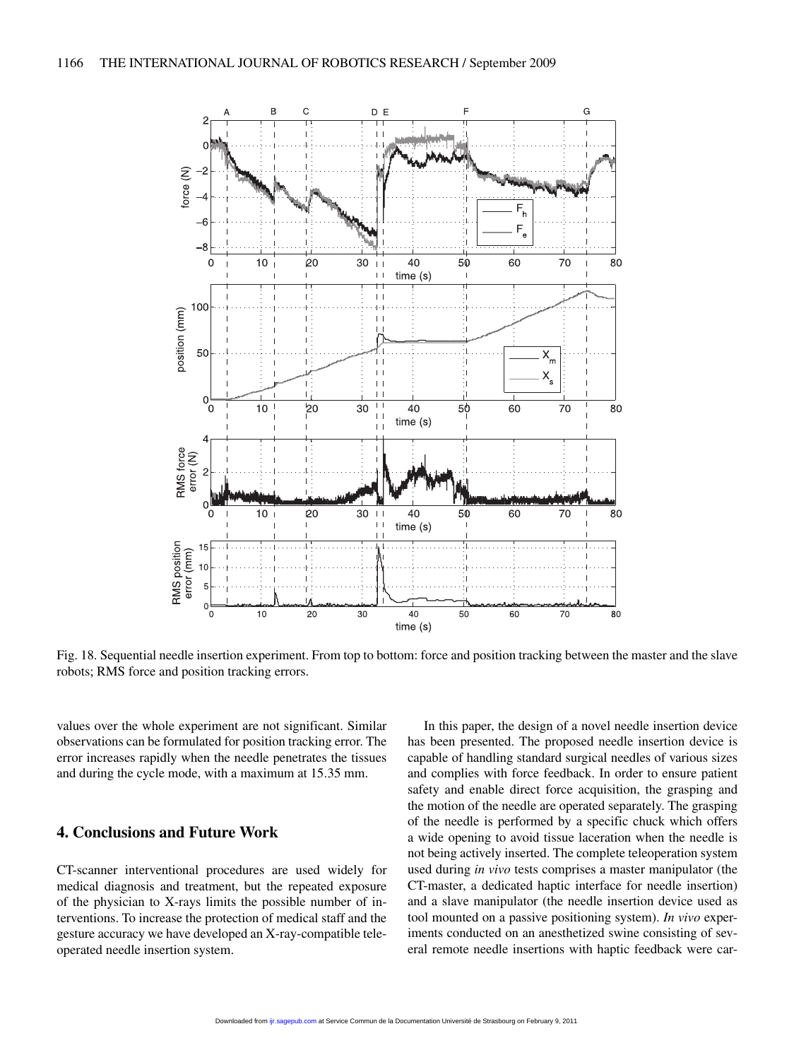Fig. 18. Sequential needle insertion experiment. From top to bottom: force and position tracking between the master and the slave robots; RMS force and position tracking errors.

values over the whole experiment are not significant. Similar observations can be formulated for position tracking error. The error increases rapidly when the needle penetrates the tissues and during the cycle mode, with a maximum at 15.35 mm.

## 4. Conclusions and Future Work

CT-scanner interventional procedures are used widely for medical diagnosis and treatment, but the repeated exposure of the physician to X-rays limits the possible number of interventions. To increase the protection of medical staff and the gesture accuracy we have developed an X-ray-compatible teleoperated needle insertion system.

In this paper, the design of a novel needle insertion device has been presented. The proposed needle insertion device is capable of handling standard surgical needles of various sizes and complies with force feedback. In order to ensure patient safety and enable direct force acquisition, the grasping and the motion of the needle are operated separately. The grasping of the needle is performed by a specific chuck which offers a wide opening to avoid tissue laceration when the needle is not being actively inserted. The complete teleoperation system used during *in vivo* tests comprises a master manipulator (the CT-master, a dedicated haptic interface for needle insertion) and a slave manipulator (the needle insertion device used as tool mounted on a passive positioning system). *In vivo* experiments conducted on an anesthetized swine consisting of several remote needle insertions with haptic feedback were car-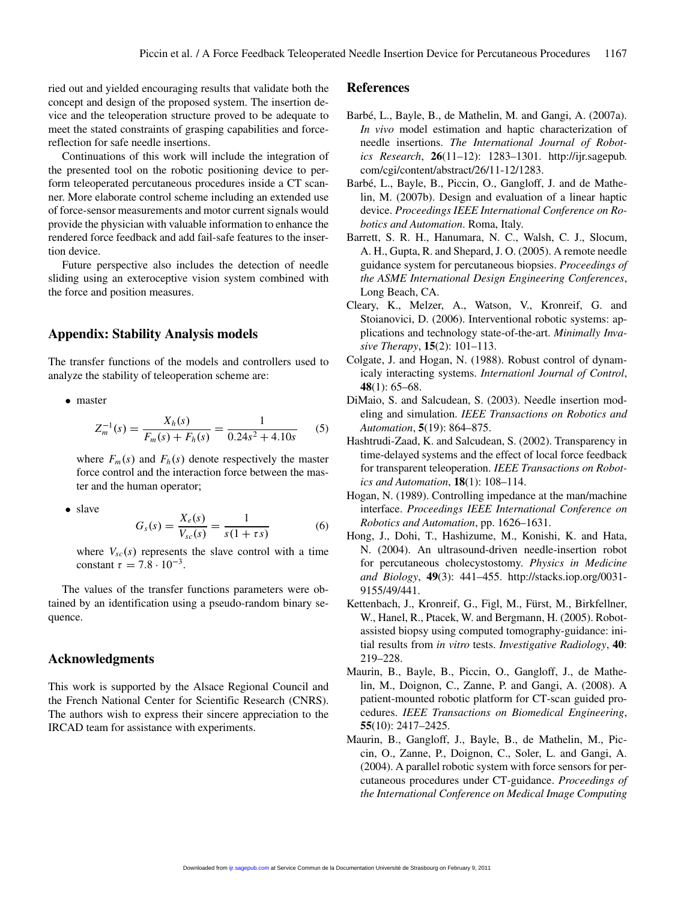ried out and yielded encouraging results that validate both the concept and design of the proposed system. The insertion device and the teleoperation structure proved to be adequate to meet the stated constraints of grasping capabilities and force-reflection for safe needle insertions.

Continuations of this work will include the integration of the presented tool on the robotic positioning device to perform teleoperated percutaneous procedures inside a CT scanner. More elaborate control scheme including an extended use of force-sensor measurements and motor current signals would provide the physician with valuable information to enhance the rendered force feedback and add fail-safe features to the insertion device.

Future perspective also includes the detection of needle sliding using an exteroceptive vision system combined with the force and position measures.

## Appendix: Stability Analysis models

The transfer functions of the models and controllers used to analyze the stability of teleoperation scheme are:

- master

$$Z_m^{-1}(s) = \frac{X_h(s)}{F_m(s) + F_h(s)} = \frac{1}{0.24s^2 + 4.10s} \quad (5)$$

  where $F_m(s)$ and $F_h(s)$ denote respectively the master force control and the interaction force between the master and the human operator;

- slave

$$G_s(s) = \frac{X_e(s)}{V_{sc}(s)} = \frac{1}{s(1 + \tau s)} \quad (6)$$

  where $V_{sc}(s)$ represents the slave control with a time constant $\tau = 7.8 \cdot 10^{-3}$.

The values of the transfer functions parameters were obtained by an identification using a pseudo-random binary sequence.

## Acknowledgments

This work is supported by the Alsace Regional Council and the French National Center for Scientific Research (CNRS). The authors wish to express their sincere appreciation to the IRCAD team for assistance with experiments.

## References

Barbé, L., Bayle, B., de Mathelin, M. and Gangi, A. (2007a). *In vivo* model estimation and haptic characterization of needle insertions. *The International Journal of Robotics Research*, **26**(11–12): 1283–1301. http://ijr.sagepub.com/cgi/content/abstract/26/11-12/1283.

Barbé, L., Bayle, B., Piccin, O., Gangloff, J. and de Mathelin, M. (2007b). Design and evaluation of a linear haptic device. *Proceedings IEEE International Conference on Robotics and Automation*. Roma, Italy.

Barrett, S. R. H., Hanumara, N. C., Walsh, C. J., Slocum, A. H., Gupta, R. and Shepard, J. O. (2005). A remote needle guidance system for percutaneous biopsies. *Proceedings of the ASME International Design Engineering Conferences*, Long Beach, CA.

Cleary, K., Melzer, A., Watson, V., Kronreif, G. and Stoianovici, D. (2006). Interventional robotic systems: applications and technology state-of-the-art. *Minimally Invasive Therapy*, **15**(2): 101–113.

Colgate, J. and Hogan, N. (1988). Robust control of dynamicaly interacting systems. *Internationl Journal of Control*, **48**(1): 65–68.

DiMaio, S. and Salcudean, S. (2003). Needle insertion modeling and simulation. *IEEE Transactions on Robotics and Automation*, **5**(19): 864–875.

Hashtrudi-Zaad, K. and Salcudean, S. (2002). Transparency in time-delayed systems and the effect of local force feedback for transparent teleoperation. *IEEE Transactions on Robotics and Automation*, **18**(1): 108–114.

Hogan, N. (1989). Controlling impedance at the man/machine interface. *Proceedings IEEE International Conference on Robotics and Automation*, pp. 1626–1631.

Hong, J., Dohi, T., Hashizume, M., Konishi, K. and Hata, N. (2004). An ultrasound-driven needle-insertion robot for percutaneous cholecystostomy. *Physics in Medicine and Biology*, **49**(3): 441–455. http://stacks.iop.org/0031-9155/49/441.

Kettenbach, J., Kronreif, G., Figl, M., Fürst, M., Birkfellner, W., Hanel, R., Ptacek, W. and Bergmann, H. (2005). Robot-assisted biopsy using computed tomography-guidance: initial results from *in vitro* tests. *Investigative Radiology*, **40**: 219–228.

Maurin, B., Bayle, B., Piccin, O., Gangloff, J., de Mathelin, M., Doignon, C., Zanne, P. and Gangi, A. (2008). A patient-mounted robotic platform for CT-scan guided procedures. *IEEE Transactions on Biomedical Engineering*, **55**(10): 2417–2425.

Maurin, B., Gangloff, J., Bayle, B., de Mathelin, M., Piccin, O., Zanne, P., Doignon, C., Soler, L. and Gangi, A. (2004). A parallel robotic system with force sensors for percutaneous procedures under CT-guidance. *Proceedings of the International Conference on Medical Image Computing*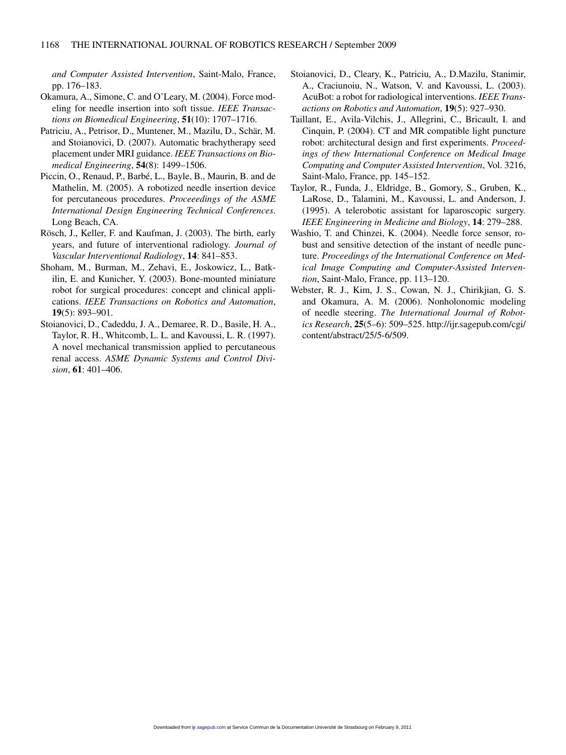*and Computer Assisted Intervention*, Saint-Malo, France, pp. 176–183.

Okamura, A., Simone, C. and O'Leary, M. (2004). Force modeling for needle insertion into soft tissue. *IEEE Transactions on Biomedical Engineering*, **51**(10): 1707–1716.

Patriciu, A., Petrisor, D., Muntener, M., Mazilu, D., Schär, M. and Stoianovici, D. (2007). Automatic brachytherapy seed placement under MRI guidance. *IEEE Transactions on Biomedical Engineering*, **54**(8): 1499–1506.

Piccin, O., Renaud, P., Barbé, L., Bayle, B., Maurin, B. and de Mathelin, M. (2005). A robotized needle insertion device for percutaneous procedures. *Proceeedings of the ASME International Design Engineering Technical Conferences*. Long Beach, CA.

Rösch, J., Keller, F. and Kaufman, J. (2003). The birth, early years, and future of interventional radiology. *Journal of Vascular Interventional Radiology*, **14**: 841–853.

Shoham, M., Burman, M., Zehavi, E., Joskowicz, L., Batkilin, E. and Kunicher, Y. (2003). Bone-mounted miniature robot for surgical procedures: concept and clinical applications. *IEEE Transactions on Robotics and Automation*, **19**(5): 893–901.

Stoianovici, D., Cadeddu, J. A., Demaree, R. D., Basile, H. A., Taylor, R. H., Whitcomb, L. L. and Kavoussi, L. R. (1997). A novel mechanical transmission applied to percutaneous renal access. *ASME Dynamic Systems and Control Division*, **61**: 401–406.

Stoianovici, D., Cleary, K., Patriciu, A., D.Mazilu, Stanimir, A., Craciunoiu, N., Watson, V. and Kavoussi, L. (2003). AcuBot: a robot for radiological interventions. *IEEE Transactions on Robotics and Automation*, **19**(5): 927–930.

Taillant, E., Avila-Vilchis, J., Allegrini, C., Bricault, I. and Cinquin, P. (2004). CT and MR compatible light puncture robot: architectural design and first experiments. *Proceedings of thew International Conference on Medical Image Computing and Computer Assisted Intervention*, Vol. 3216, Saint-Malo, France, pp. 145–152.

Taylor, R., Funda, J., Eldridge, B., Gomory, S., Gruben, K., LaRose, D., Talamini, M., Kavoussi, L. and Anderson, J. (1995). A telerobotic assistant for laparoscopic surgery. *IEEE Engineering in Medicine and Biology*, **14**: 279–288.

Washio, T. and Chinzei, K. (2004). Needle force sensor, robust and sensitive detection of the instant of needle puncture. *Proceedings of the International Conference on Medical Image Computing and Computer-Assisted Intervention*, Saint-Malo, France, pp. 113–120.

Webster, R. J., Kim, J. S., Cowan, N. J., Chirikjian, G. S. and Okamura, A. M. (2006). Nonholonomic modeling of needle steering. *The International Journal of Robotics Research*, **25**(5–6): 509–525. http://ijr.sagepub.com/cgi/content/abstract/25/5-6/509.